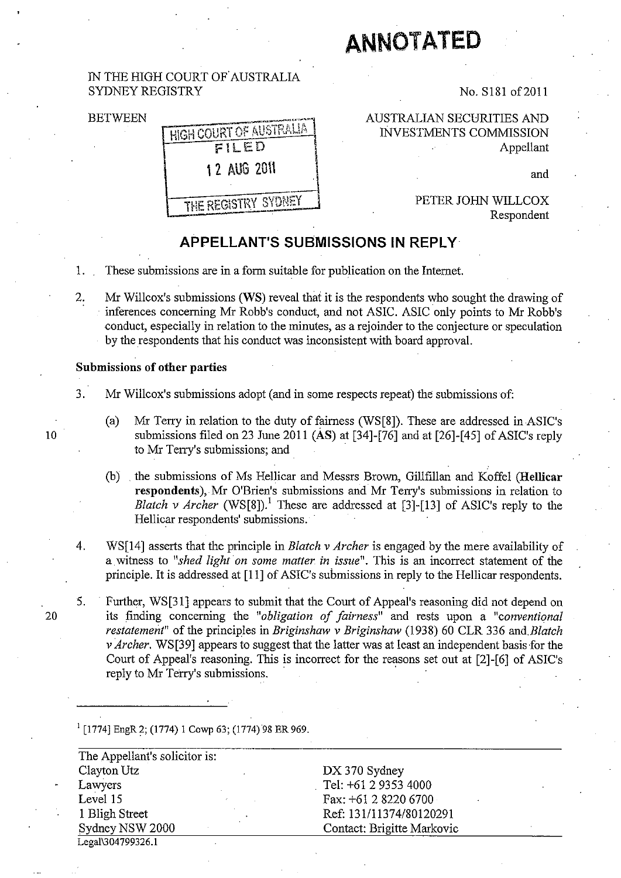**ANNOTATED**

IN THE HIGH COURT OF AUSTRALIA
SYDNEY REGISTRY

No. S181 of 2011

BETWEEN

HIGH COURT OF AUSTRALIA
FILED
12 AUG 2011
THE REGISTRY SYDNEY

AUSTRALIAN SECURITIES AND INVESTMENTS COMMISSION
Appellant

and

PETER JOHN WILLCOX
Respondent

## APPELLANT'S SUBMISSIONS IN REPLY

1. These submissions are in a form suitable for publication on the Internet.

2. Mr Willcox's submissions (**WS**) reveal that it is the respondents who sought the drawing of inferences concerning Mr Robb's conduct, and not ASIC. ASIC only points to Mr Robb's conduct, especially in relation to the minutes, as a rejoinder to the conjecture or speculation by the respondents that his conduct was inconsistent with board approval.

**Submissions of other parties**

3. Mr Willcox's submissions adopt (and in some respects repeat) the submissions of:

   (a) Mr Terry in relation to the duty of fairness (WS[8]). These are addressed in ASIC's submissions filed on 23 June 2011 (**AS**) at [34]-[76] and at [26]-[45] of ASIC's reply to Mr Terry's submissions; and

   (b) the submissions of Ms Hellicar and Messrs Brown, Gillfillan and Koffel (**Hellicar respondents**), Mr O'Brien's submissions and Mr Terry's submissions in relation to *Blatch v Archer* (WS[8]).[1] These are addressed at [3]-[13] of ASIC's reply to the Hellicar respondents' submissions.

4. WS[14] asserts that the principle in *Blatch v Archer* is engaged by the mere availability of a witness to "*shed light on some matter in issue*". This is an incorrect statement of the principle. It is addressed at [11] of ASIC's submissions in reply to the Hellicar respondents.

5. Further, WS[31] appears to submit that the Court of Appeal's reasoning did not depend on its finding concerning the "*obligation of fairness*" and rests upon a "*conventional restatement*" of the principles in *Briginshaw v Briginshaw* (1938) 60 CLR 336 and *Blatch v Archer*. WS[39] appears to suggest that the latter was at least an independent basis for the Court of Appeal's reasoning. This is incorrect for the reasons set out at [2]-[6] of ASIC's reply to Mr Terry's submissions.

[1] [1774] EngR 2; (1774) 1 Cowp 63; (1774) 98 ER 969.

| The Appellant's solicitor is: | |
|---|---|
| Clayton Utz | DX 370 Sydney |
| Lawyers | Tel: +61 2 9353 4000 |
| Level 15 | Fax: +61 2 8220 6700 |
| 1 Bligh Street | Ref: 131/11374/80120291 |
| Sydney NSW 2000 | Contact: Brigitte Markovic |

Legal\304799326.1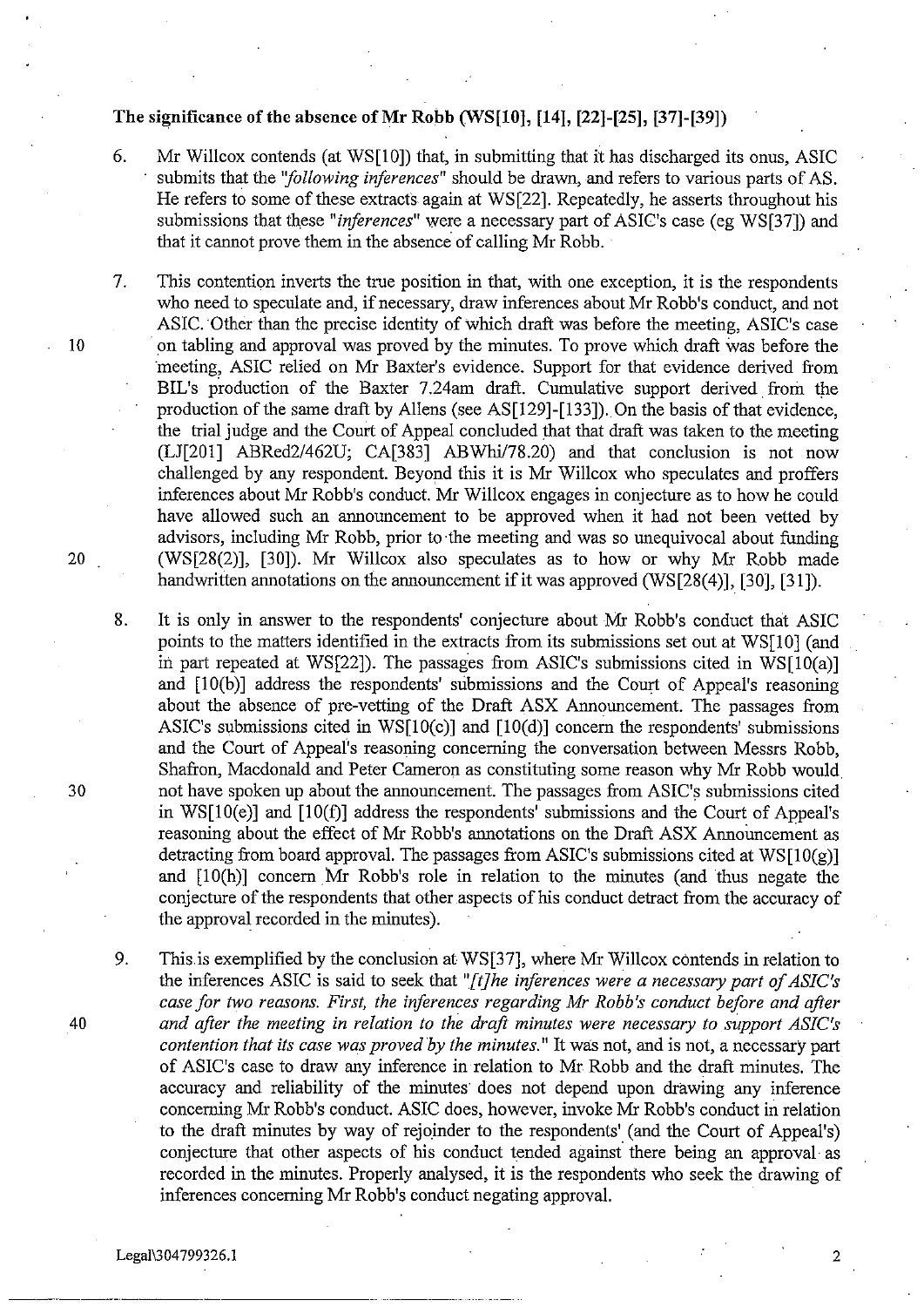**The significance of the absence of Mr Robb (WS[10], [14], [22]-[25], [37]-[39])**

6. Mr Willcox contends (at WS[10]) that, in submitting that it has discharged its onus, ASIC submits that the *"following inferences"* should be drawn, and refers to various parts of AS. He refers to some of these extracts again at WS[22]. Repeatedly, he asserts throughout his submissions that these *"inferences"* were a necessary part of ASIC's case (eg WS[37]) and that it cannot prove them in the absence of calling Mr Robb.

7. This contention inverts the true position in that, with one exception, it is the respondents who need to speculate and, if necessary, draw inferences about Mr Robb's conduct, and not ASIC. Other than the precise identity of which draft was before the meeting, ASIC's case on tabling and approval was proved by the minutes. To prove which draft was before the meeting, ASIC relied on Mr Baxter's evidence. Support for that evidence derived from BIL's production of the Baxter 7.24am draft. Cumulative support derived from the production of the same draft by Allens (see AS[129]-[133]). On the basis of that evidence, the trial judge and the Court of Appeal concluded that that draft was taken to the meeting (LJ[201] ABRed2/462U; CA[383] ABWhi/78.20) and that conclusion is not now challenged by any respondent. Beyond this it is Mr Willcox who speculates and proffers inferences about Mr Robb's conduct. Mr Willcox engages in conjecture as to how he could have allowed such an announcement to be approved when it had not been vetted by advisors, including Mr Robb, prior to the meeting and was so unequivocal about funding (WS[28(2)], [30]). Mr Willcox also speculates as to how or why Mr Robb made handwritten annotations on the announcement if it was approved (WS[28(4)], [30], [31]).

8. It is only in answer to the respondents' conjecture about Mr Robb's conduct that ASIC points to the matters identified in the extracts from its submissions set out at WS[10] (and in part repeated at WS[22]). The passages from ASIC's submissions cited in WS[10(a)] and [10(b)] address the respondents' submissions and the Court of Appeal's reasoning about the absence of pre-vetting of the Draft ASX Announcement. The passages from ASIC's submissions cited in WS[10(c)] and [10(d)] concern the respondents' submissions and the Court of Appeal's reasoning concerning the conversation between Messrs Robb, Shafron, Macdonald and Peter Cameron as constituting some reason why Mr Robb would not have spoken up about the announcement. The passages from ASIC's submissions cited in WS[10(e)] and [10(f)] address the respondents' submissions and the Court of Appeal's reasoning about the effect of Mr Robb's annotations on the Draft ASX Announcement as detracting from board approval. The passages from ASIC's submissions cited at WS[10(g)] and [10(h)] concern Mr Robb's role in relation to the minutes (and thus negate the conjecture of the respondents that other aspects of his conduct detract from the accuracy of the approval recorded in the minutes).

9. This is exemplified by the conclusion at WS[37], where Mr Willcox contends in relation to the inferences ASIC is said to seek that *"[t]he inferences were a necessary part of ASIC's case for two reasons. First, the inferences regarding Mr Robb's conduct before and after and after the meeting in relation to the draft minutes were necessary to support ASIC's contention that its case was proved by the minutes."* It was not, and is not, a necessary part of ASIC's case to draw any inference in relation to Mr Robb and the draft minutes. The accuracy and reliability of the minutes does not depend upon drawing any inference concerning Mr Robb's conduct. ASIC does, however, invoke Mr Robb's conduct in relation to the draft minutes by way of rejoinder to the respondents' (and the Court of Appeal's) conjecture that other aspects of his conduct tended against there being an approval as recorded in the minutes. Properly analysed, it is the respondents who seek the drawing of inferences concerning Mr Robb's conduct negating approval.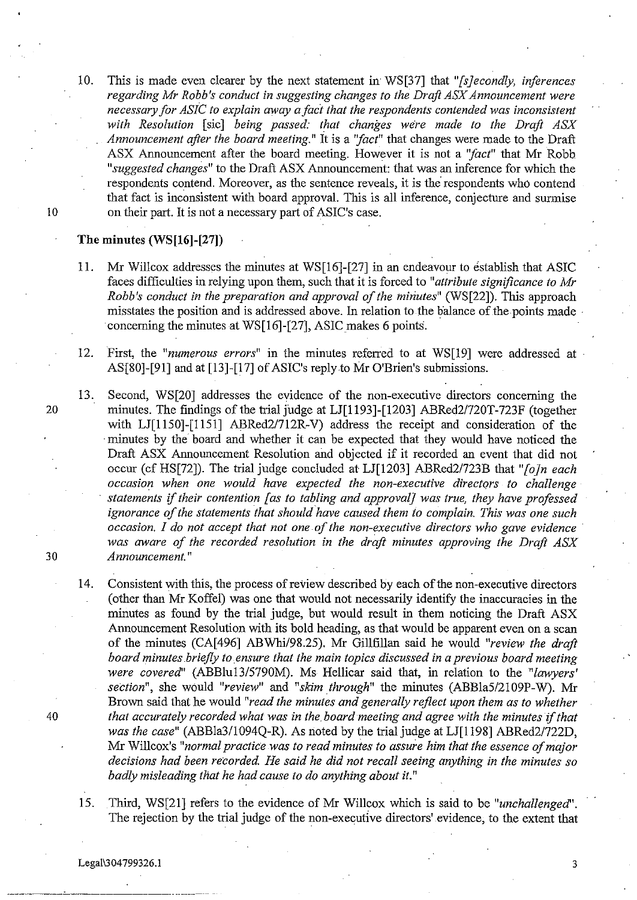10. This is made even clearer by the next statement in WS[37] that *"[s]econdly, inferences regarding Mr Robb's conduct in suggesting changes to the Draft ASX Announcement were necessary for ASIC to explain away a fact that the respondents contended was inconsistent with Resolution* [sic] *being passed: that changes were made to the Draft ASX Announcement after the board meeting."* It is a *"fact"* that changes were made to the Draft ASX Announcement after the board meeting. However it is not a *"fact"* that Mr Robb *"suggested changes"* to the Draft ASX Announcement: that was an inference for which the respondents contend. Moreover, as the sentence reveals, it is the respondents who contend that fact is inconsistent with board approval. This is all inference, conjecture and surmise on their part. It is not a necessary part of ASIC's case.

## The minutes (WS[16]-[27])

11. Mr Willcox addresses the minutes at WS[16]-[27] in an endeavour to establish that ASIC faces difficulties in relying upon them, such that it is forced to *"attribute significance to Mr Robb's conduct in the preparation and approval of the minutes"* (WS[22]). This approach misstates the position and is addressed above. In relation to the balance of the points made concerning the minutes at WS[16]-[27], ASIC makes 6 points.

12. First, the *"numerous errors"* in the minutes referred to at WS[19] were addressed at AS[80]-[91] and at [13]-[17] of ASIC's reply to Mr O'Brien's submissions.

13. Second, WS[20] addresses the evidence of the non-executive directors concerning the minutes. The findings of the trial judge at LJ[1193]-[1203] ABRed2/720T-723F (together with LJ[1150]-[1151] ABRed2/712R-V) address the receipt and consideration of the minutes by the board and whether it can be expected that they would have noticed the Draft ASX Announcement Resolution and objected if it recorded an event that did not occur (cf HS[72]). The trial judge concluded at LJ[1203] ABRed2/723B that *"[o]n each occasion when one would have expected the non-executive directors to challenge statements if their contention [as to tabling and approval] was true, they have professed ignorance of the statements that should have caused them to complain. This was one such occasion. I do not accept that not one of the non-executive directors who gave evidence was aware of the recorded resolution in the draft minutes approving the Draft ASX Announcement."*

14. Consistent with this, the process of review described by each of the non-executive directors (other than Mr Koffel) was one that would not necessarily identify the inaccuracies in the minutes as found by the trial judge, but would result in them noticing the Draft ASX Announcement Resolution with its bold heading, as that would be apparent even on a scan of the minutes (CA[496] ABWhi/98.25). Mr Gillfillan said he would *"review the draft board minutes briefly to ensure that the main topics discussed in a previous board meeting were covered"* (ABBlu13/5790M). Ms Hellicar said that, in relation to the *"lawyers' section"*, she would *"review"* and *"skim through"* the minutes (ABBla5/2109P-W). Mr Brown said that he would *"read the minutes and generally reflect upon them as to whether that accurately recorded what was in the board meeting and agree with the minutes if that was the case"* (ABBla3/1094Q-R). As noted by the trial judge at LJ[1198] ABRed2/722D, Mr Willcox's *"normal practice was to read minutes to assure him that the essence of major decisions had been recorded. He said he did not recall seeing anything in the minutes so badly misleading that he had cause to do anything about it."*

15. Third, WS[21] refers to the evidence of Mr Willcox which is said to be *"unchallenged"*. The rejection by the trial judge of the non-executive directors' evidence, to the extent that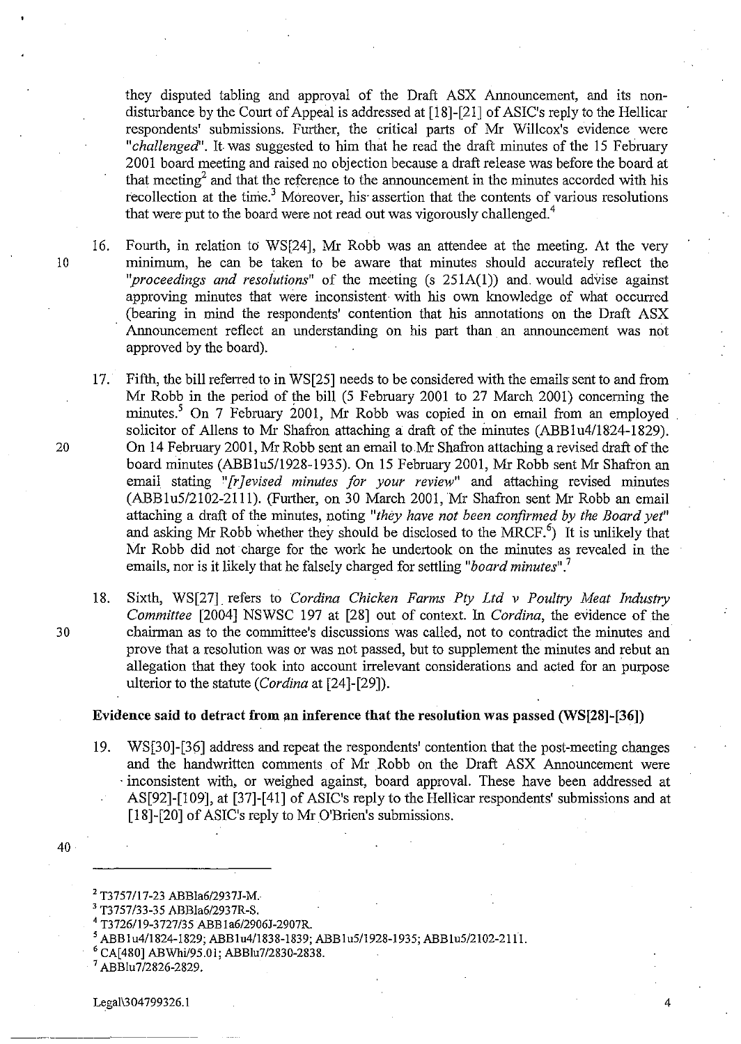they disputed tabling and approval of the Draft ASX Announcement, and its non-disturbance by the Court of Appeal is addressed at [18]-[21] of ASIC's reply to the Hellicar respondents' submissions. Further, the critical parts of Mr Willcox's evidence were "*challenged*". It was suggested to him that he read the draft minutes of the 15 February 2001 board meeting and raised no objection because a draft release was before the board at that meeting[2] and that the reference to the announcement in the minutes accorded with his recollection at the time.[3] Moreover, his assertion that the contents of various resolutions that were put to the board were not read out was vigorously challenged.[4]

16. Fourth, in relation to WS[24], Mr Robb was an attendee at the meeting. At the very minimum, he can be taken to be aware that minutes should accurately reflect the "*proceedings and resolutions*" of the meeting (s 251A(1)) and would advise against approving minutes that were inconsistent with his own knowledge of what occurred (bearing in mind the respondents' contention that his annotations on the Draft ASX Announcement reflect an understanding on his part than an announcement was not approved by the board).

17. Fifth, the bill referred to in WS[25] needs to be considered with the emails sent to and from Mr Robb in the period of the bill (5 February 2001 to 27 March 2001) concerning the minutes.[5] On 7 February 2001, Mr Robb was copied in on email from an employed solicitor of Allens to Mr Shafron attaching a draft of the minutes (ABB1u4/1824-1829). On 14 February 2001, Mr Robb sent an email to Mr Shafron attaching a revised draft of the board minutes (ABB1u5/1928-1935). On 15 February 2001, Mr Robb sent Mr Shafron an email stating "*[r]evised minutes for your review*" and attaching revised minutes (ABB1u5/2102-2111). (Further, on 30 March 2001, Mr Shafron sent Mr Robb an email attaching a draft of the minutes, noting "*they have not been confirmed by the Board yet*" and asking Mr Robb whether they should be disclosed to the MRCF.[6]) It is unlikely that Mr Robb did not charge for the work he undertook on the minutes as revealed in the emails, nor is it likely that he falsely charged for settling "*board minutes*".[7]

18. Sixth, WS[27] refers to *Cordina Chicken Farms Pty Ltd v Poultry Meat Industry Committee* [2004] NSWSC 197 at [28] out of context. In *Cordina*, the evidence of the chairman as to the committee's discussions was called, not to contradict the minutes and prove that a resolution was or was not passed, but to supplement the minutes and rebut an allegation that they took into account irrelevant considerations and acted for an purpose ulterior to the statute (*Cordina* at [24]-[29]).

**Evidence said to detract from an inference that the resolution was passed (WS[28]-[36])**

19. WS[30]-[36] address and repeat the respondents' contention that the post-meeting changes and the handwritten comments of Mr Robb on the Draft ASX Announcement were inconsistent with, or weighed against, board approval. These have been addressed at AS[92]-[109], at [37]-[41] of ASIC's reply to the Hellicar respondents' submissions and at [18]-[20] of ASIC's reply to Mr O'Brien's submissions.

---

[2] T3757/17-23 ABBla6/2937J-M.

[3] T3757/33-35 ABBla6/2937R-S.

[4] T3726/19-3727/35 ABB1a6/2906J-2907R.

[5] ABB1u4/1824-1829; ABB1u4/1838-1839; ABB1u5/1928-1935; ABB1u5/2102-2111.

[6] CA[480] ABWhi/95.01; ABBlu7/2830-2838.

[7] ABBlu7/2826-2829.

Legal\304799326.1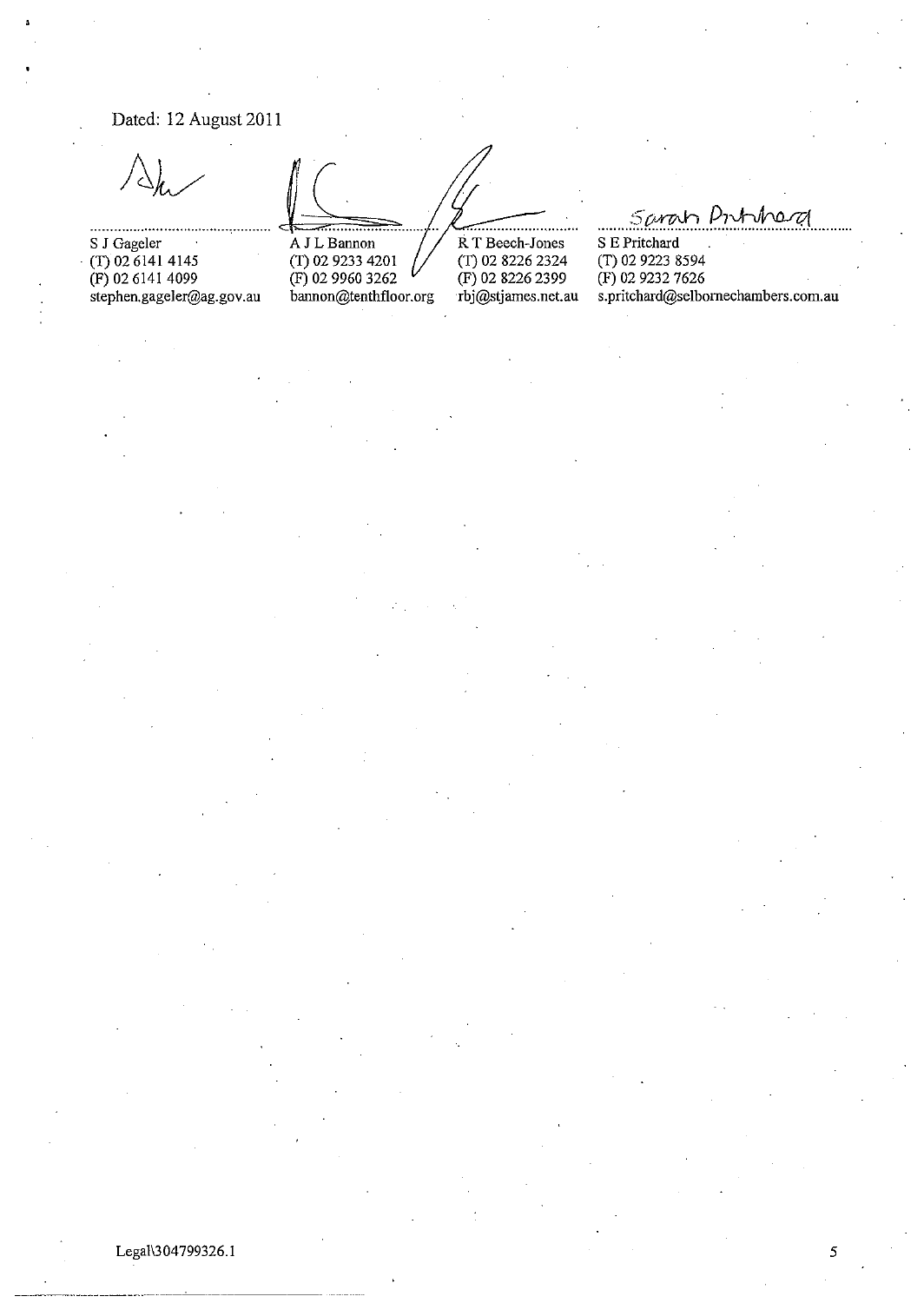Dated: 12 August 2011

| S J Gageler | A J L Bannon | R T Beech-Jones | S E Pritchard |
|---|---|---|---|
| (T) 02 6141 4145 | (T) 02 9233 4201 | (T) 02 8226 2324 | (T) 02 9223 8594 |
| (F) 02 6141 4099 | (F) 02 9960 3262 | (F) 02 8226 2399 | (F) 02 9232 7626 |
| stephen.gageler@ag.gov.au | bannon@tenthfloor.org | rbj@stjames.net.au | s.pritchard@selbornechambers.com.au |

Legal\304799326.1